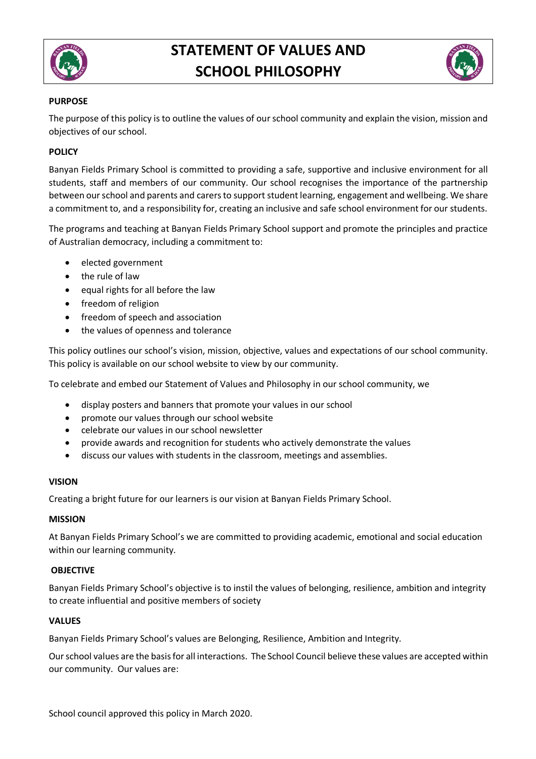# STATEMENT OF VALUES AND SCHOOL PHILOSOPHY

**PURPOSE**

The purpose of this policy is to outline the values of our school community and explain the vision, mission and objectives of our school.

**POLICY**

Banyan Fields Primary School is committed to providing a safe, supportive and inclusive environment for all students, staff and members of our community. Our school recognises the importance of the partnership between our school and parents and carers to support student learning, engagement and wellbeing. We share a commitment to, and a responsibility for, creating an inclusive and safe school environment for our students.

The programs and teaching at Banyan Fields Primary School support and promote the principles and practice of Australian democracy, including a commitment to:

- elected government
- the rule of law
- equal rights for all before the law
- freedom of religion
- freedom of speech and association
- the values of openness and tolerance

This policy outlines our school's vision, mission, objective, values and expectations of our school community. This policy is available on our school website to view by our community.

To celebrate and embed our Statement of Values and Philosophy in our school community, we

- display posters and banners that promote your values in our school
- promote our values through our school website
- celebrate our values in our school newsletter
- provide awards and recognition for students who actively demonstrate the values
- discuss our values with students in the classroom, meetings and assemblies.

**VISION**

Creating a bright future for our learners is our vision at Banyan Fields Primary School.

**MISSION**

At Banyan Fields Primary School's we are committed to providing academic, emotional and social education within our learning community.

**OBJECTIVE**

Banyan Fields Primary School's objective is to instil the values of belonging, resilience, ambition and integrity to create influential and positive members of society

**VALUES**

Banyan Fields Primary School's values are Belonging, Resilience, Ambition and Integrity.

Our school values are the basis for all interactions. The School Council believe these values are accepted within our community. Our values are:

School council approved this policy in March 2020.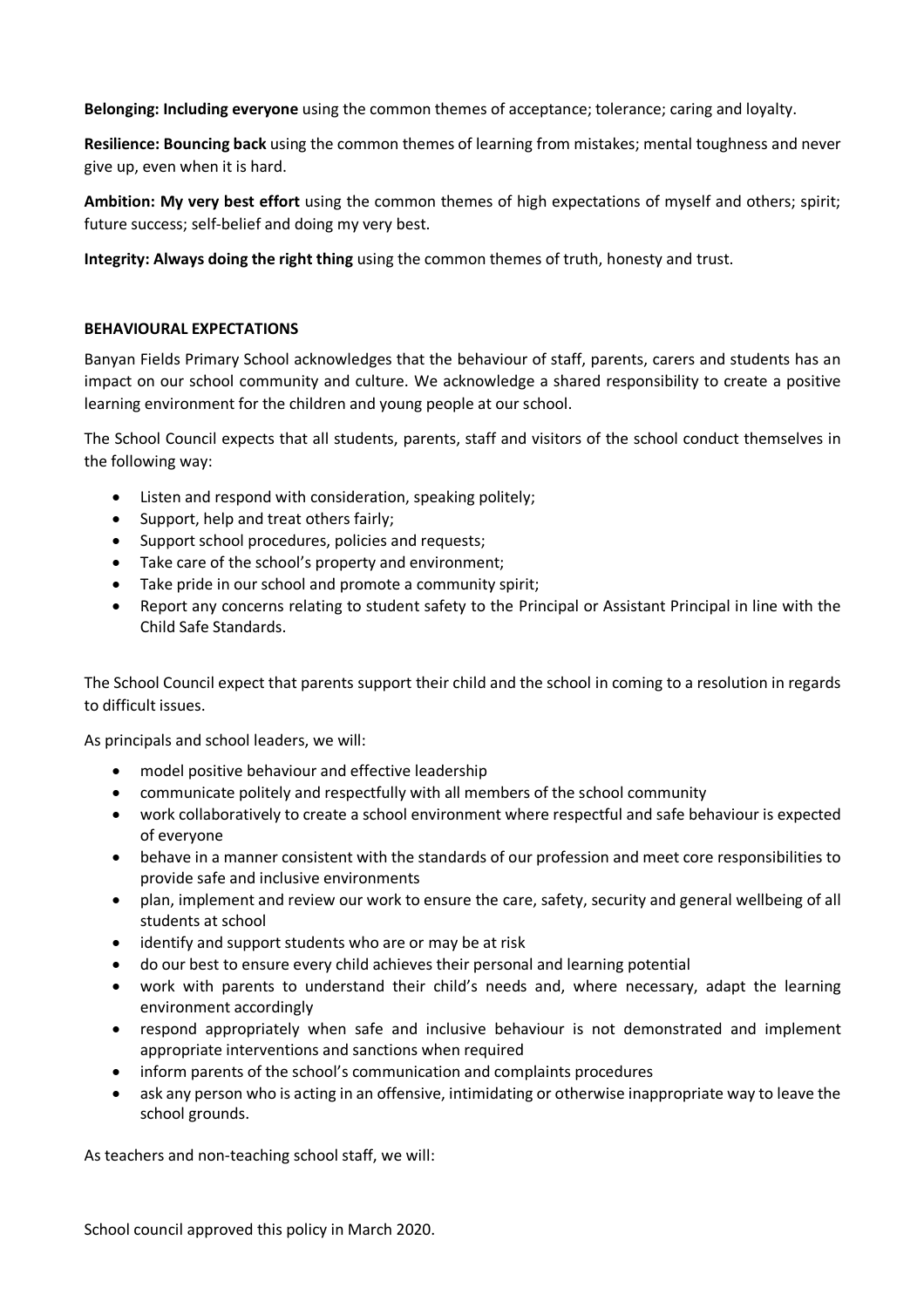**Belonging: Including everyone** using the common themes of acceptance; tolerance; caring and loyalty.

**Resilience: Bouncing back** using the common themes of learning from mistakes; mental toughness and never give up, even when it is hard.

**Ambition: My very best effort** using the common themes of high expectations of myself and others; spirit; future success; self-belief and doing my very best.

**Integrity: Always doing the right thing** using the common themes of truth, honesty and trust.

## BEHAVIOURAL EXPECTATIONS

Banyan Fields Primary School acknowledges that the behaviour of staff, parents, carers and students has an impact on our school community and culture. We acknowledge a shared responsibility to create a positive learning environment for the children and young people at our school.

The School Council expects that all students, parents, staff and visitors of the school conduct themselves in the following way:

- Listen and respond with consideration, speaking politely;
- Support, help and treat others fairly;
- Support school procedures, policies and requests;
- Take care of the school's property and environment;
- Take pride in our school and promote a community spirit;
- Report any concerns relating to student safety to the Principal or Assistant Principal in line with the Child Safe Standards.

The School Council expect that parents support their child and the school in coming to a resolution in regards to difficult issues.

As principals and school leaders, we will:

- model positive behaviour and effective leadership
- communicate politely and respectfully with all members of the school community
- work collaboratively to create a school environment where respectful and safe behaviour is expected of everyone
- behave in a manner consistent with the standards of our profession and meet core responsibilities to provide safe and inclusive environments
- plan, implement and review our work to ensure the care, safety, security and general wellbeing of all students at school
- identify and support students who are or may be at risk
- do our best to ensure every child achieves their personal and learning potential
- work with parents to understand their child's needs and, where necessary, adapt the learning environment accordingly
- respond appropriately when safe and inclusive behaviour is not demonstrated and implement appropriate interventions and sanctions when required
- inform parents of the school's communication and complaints procedures
- ask any person who is acting in an offensive, intimidating or otherwise inappropriate way to leave the school grounds.

As teachers and non-teaching school staff, we will:

School council approved this policy in March 2020.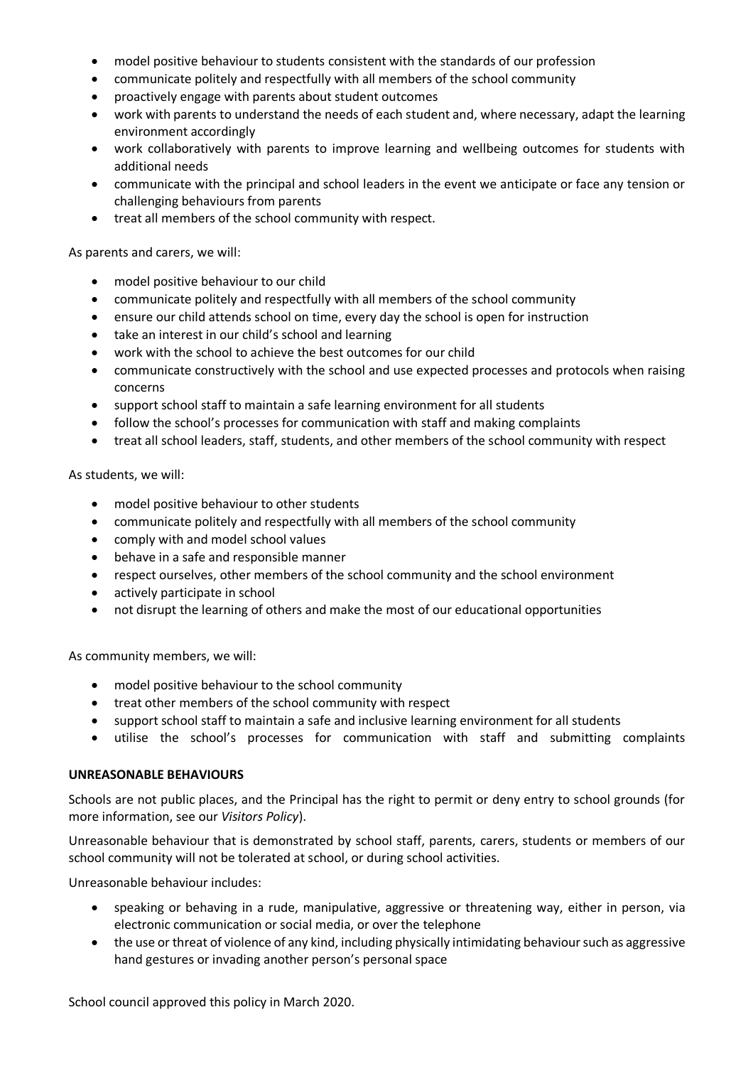- model positive behaviour to students consistent with the standards of our profession
- communicate politely and respectfully with all members of the school community
- proactively engage with parents about student outcomes
- work with parents to understand the needs of each student and, where necessary, adapt the learning environment accordingly
- work collaboratively with parents to improve learning and wellbeing outcomes for students with additional needs
- communicate with the principal and school leaders in the event we anticipate or face any tension or challenging behaviours from parents
- treat all members of the school community with respect.

As parents and carers, we will:

- model positive behaviour to our child
- communicate politely and respectfully with all members of the school community
- ensure our child attends school on time, every day the school is open for instruction
- take an interest in our child's school and learning
- work with the school to achieve the best outcomes for our child
- communicate constructively with the school and use expected processes and protocols when raising concerns
- support school staff to maintain a safe learning environment for all students
- follow the school's processes for communication with staff and making complaints
- treat all school leaders, staff, students, and other members of the school community with respect

As students, we will:

- model positive behaviour to other students
- communicate politely and respectfully with all members of the school community
- comply with and model school values
- behave in a safe and responsible manner
- respect ourselves, other members of the school community and the school environment
- actively participate in school
- not disrupt the learning of others and make the most of our educational opportunities

As community members, we will:

- model positive behaviour to the school community
- treat other members of the school community with respect
- support school staff to maintain a safe and inclusive learning environment for all students
- utilise the school's processes for communication with staff and submitting complaints

**UNREASONABLE BEHAVIOURS**

Schools are not public places, and the Principal has the right to permit or deny entry to school grounds (for more information, see our *Visitors Policy*).

Unreasonable behaviour that is demonstrated by school staff, parents, carers, students or members of our school community will not be tolerated at school, or during school activities.

Unreasonable behaviour includes:

- speaking or behaving in a rude, manipulative, aggressive or threatening way, either in person, via electronic communication or social media, or over the telephone
- the use or threat of violence of any kind, including physically intimidating behaviour such as aggressive hand gestures or invading another person's personal space

School council approved this policy in March 2020.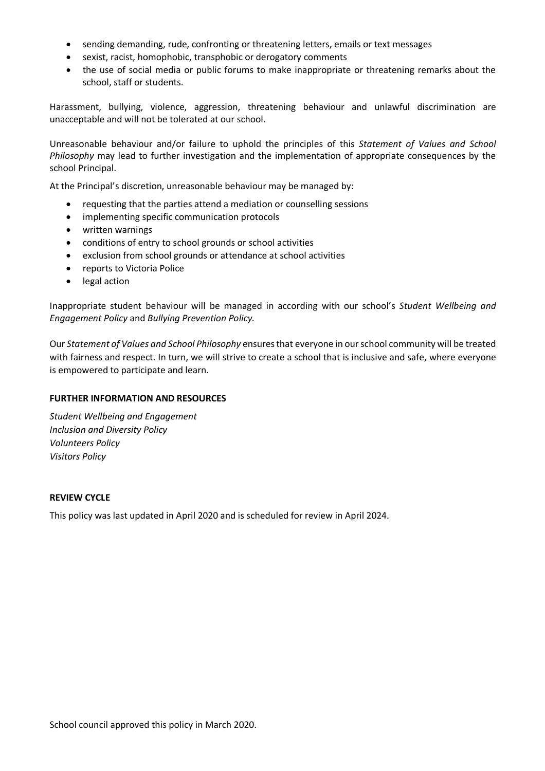- sending demanding, rude, confronting or threatening letters, emails or text messages
- sexist, racist, homophobic, transphobic or derogatory comments
- the use of social media or public forums to make inappropriate or threatening remarks about the school, staff or students.

Harassment, bullying, violence, aggression, threatening behaviour and unlawful discrimination are unacceptable and will not be tolerated at our school.

Unreasonable behaviour and/or failure to uphold the principles of this *Statement of Values and School Philosophy* may lead to further investigation and the implementation of appropriate consequences by the school Principal.

At the Principal's discretion, unreasonable behaviour may be managed by:

- requesting that the parties attend a mediation or counselling sessions
- implementing specific communication protocols
- written warnings
- conditions of entry to school grounds or school activities
- exclusion from school grounds or attendance at school activities
- reports to Victoria Police
- legal action

Inappropriate student behaviour will be managed in according with our school's *Student Wellbeing and Engagement Policy* and *Bullying Prevention Policy.*

Our *Statement of Values and School Philosophy* ensures that everyone in our school community will be treated with fairness and respect. In turn, we will strive to create a school that is inclusive and safe, where everyone is empowered to participate and learn.

**FURTHER INFORMATION AND RESOURCES**

*Student Wellbeing and Engagement*
*Inclusion and Diversity Policy*
*Volunteers Policy*
*Visitors Policy*

**REVIEW CYCLE**

This policy was last updated in April 2020 and is scheduled for review in April 2024.

School council approved this policy in March 2020.